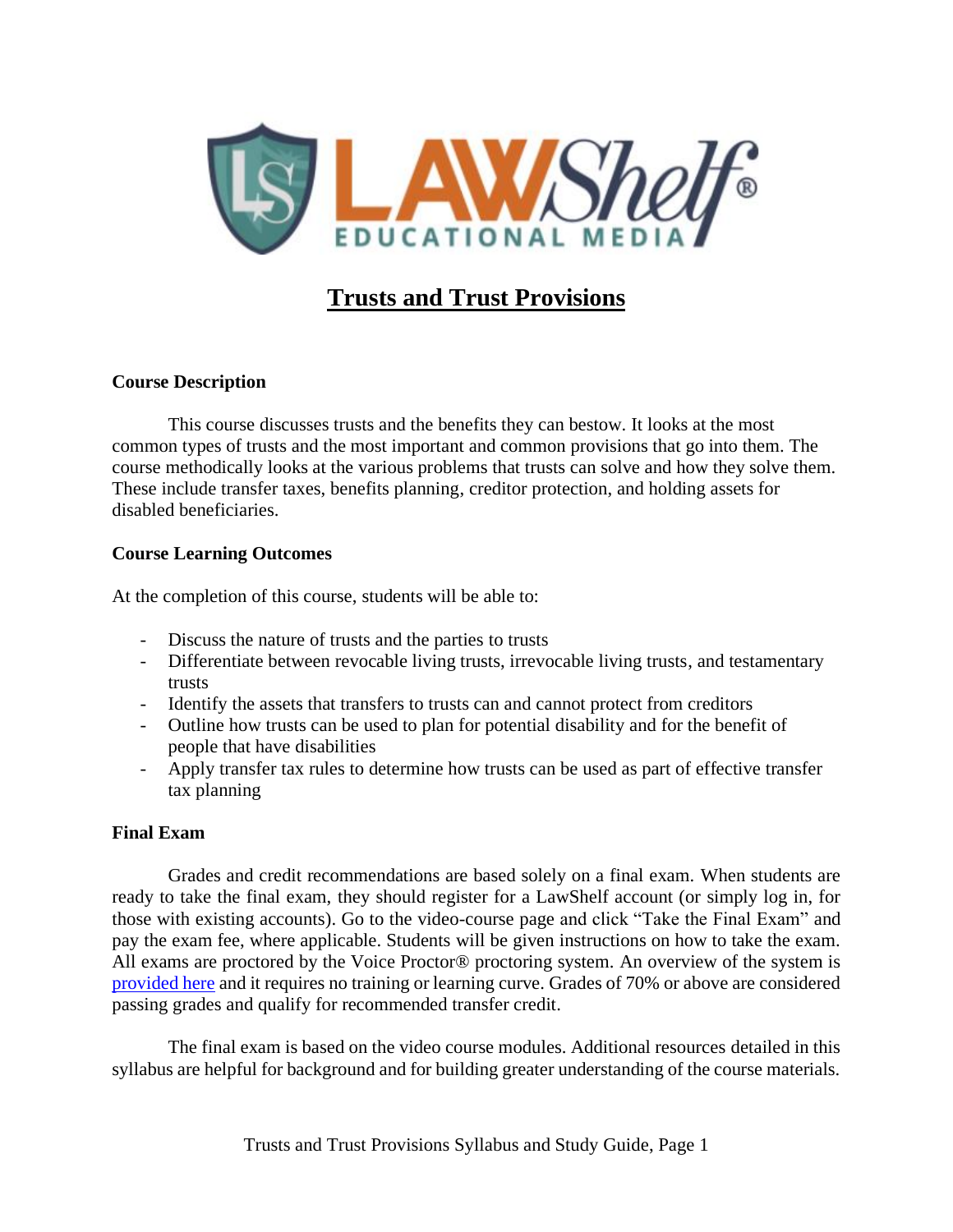# Trusts and Trust Provisions

**Course Description**

This course discusses trusts and the benefits they can bestow. It looks at the most common types of trusts and the most important and common provisions that go into them. The course methodically looks at the various problems that trusts can solve and how they solve them. These include transfer taxes, benefits planning, creditor protection, and holding assets for disabled beneficiaries.

**Course Learning Outcomes**

At the completion of this course, students will be able to:

- Discuss the nature of trusts and the parties to trusts
- Differentiate between revocable living trusts, irrevocable living trusts, and testamentary trusts
- Identify the assets that transfers to trusts can and cannot protect from creditors
- Outline how trusts can be used to plan for potential disability and for the benefit of people that have disabilities
- Apply transfer tax rules to determine how trusts can be used as part of effective transfer tax planning

**Final Exam**

Grades and credit recommendations are based solely on a final exam. When students are ready to take the final exam, they should register for a LawShelf account (or simply log in, for those with existing accounts). Go to the video-course page and click "Take the Final Exam" and pay the exam fee, where applicable. Students will be given instructions on how to take the exam. All exams are proctored by the Voice Proctor® proctoring system. An overview of the system is provided here and it requires no training or learning curve. Grades of 70% or above are considered passing grades and qualify for recommended transfer credit.

The final exam is based on the video course modules. Additional resources detailed in this syllabus are helpful for background and for building greater understanding of the course materials.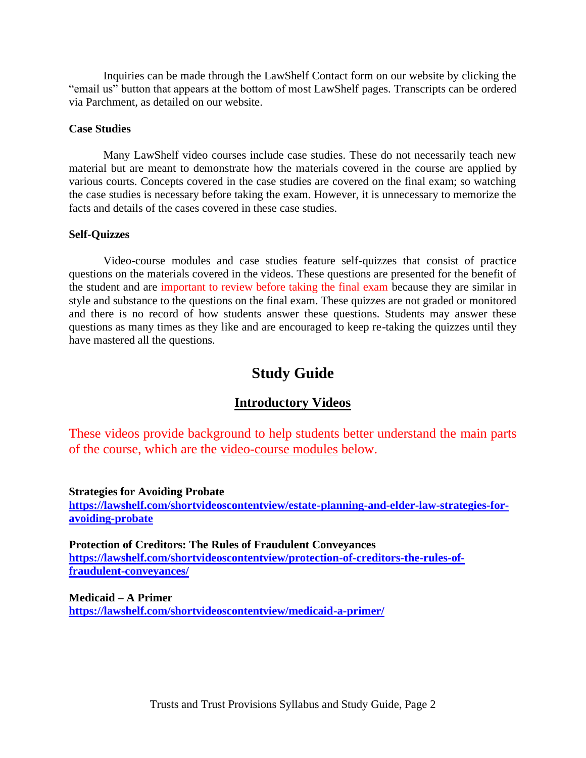Inquiries can be made through the LawShelf Contact form on our website by clicking the "email us" button that appears at the bottom of most LawShelf pages. Transcripts can be ordered via Parchment, as detailed on our website.

**Case Studies**

Many LawShelf video courses include case studies. These do not necessarily teach new material but are meant to demonstrate how the materials covered in the course are applied by various courts. Concepts covered in the case studies are covered on the final exam; so watching the case studies is necessary before taking the exam. However, it is unnecessary to memorize the facts and details of the cases covered in these case studies.

**Self-Quizzes**

Video-course modules and case studies feature self-quizzes that consist of practice questions on the materials covered in the videos. These questions are presented for the benefit of the student and are important to review before taking the final exam because they are similar in style and substance to the questions on the final exam. These quizzes are not graded or monitored and there is no record of how students answer these questions. Students may answer these questions as many times as they like and are encouraged to keep re-taking the quizzes until they have mastered all the questions.

# Study Guide

## Introductory Videos

These videos provide background to help students better understand the main parts of the course, which are the video-course modules below.

**Strategies for Avoiding Probate**
**https://lawshelf.com/shortvideoscontentview/estate-planning-and-elder-law-strategies-for-avoiding-probate**

**Protection of Creditors: The Rules of Fraudulent Conveyances**
**https://lawshelf.com/shortvideoscontentview/protection-of-creditors-the-rules-of-fraudulent-conveyances/**

**Medicaid – A Primer**
**https://lawshelf.com/shortvideoscontentview/medicaid-a-primer/**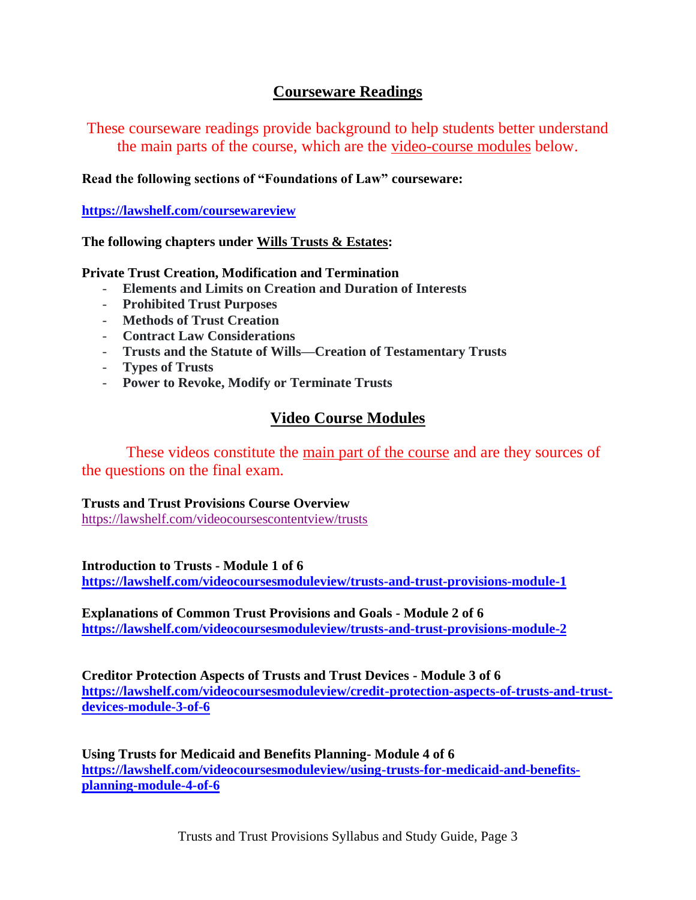## Courseware Readings

These courseware readings provide background to help students better understand the main parts of the course, which are the video-course modules below.

**Read the following sections of "Foundations of Law" courseware:**

**https://lawshelf.com/coursewareview**

**The following chapters under Wills Trusts & Estates:**

**Private Trust Creation, Modification and Termination**

- **Elements and Limits on Creation and Duration of Interests**
- **Prohibited Trust Purposes**
- **Methods of Trust Creation**
- **Contract Law Considerations**
- **Trusts and the Statute of Wills—Creation of Testamentary Trusts**
- **Types of Trusts**
- **Power to Revoke, Modify or Terminate Trusts**

## Video Course Modules

These videos constitute the main part of the course and are they sources of the questions on the final exam.

**Trusts and Trust Provisions Course Overview**
https://lawshelf.com/videocoursescontentview/trusts

**Introduction to Trusts - Module 1 of 6**
**https://lawshelf.com/videocoursesmoduleview/trusts-and-trust-provisions-module-1**

**Explanations of Common Trust Provisions and Goals - Module 2 of 6**
**https://lawshelf.com/videocoursesmoduleview/trusts-and-trust-provisions-module-2**

**Creditor Protection Aspects of Trusts and Trust Devices - Module 3 of 6**
**https://lawshelf.com/videocoursesmoduleview/credit-protection-aspects-of-trusts-and-trust-devices-module-3-of-6**

**Using Trusts for Medicaid and Benefits Planning- Module 4 of 6**
**https://lawshelf.com/videocoursesmoduleview/using-trusts-for-medicaid-and-benefits-planning-module-4-of-6**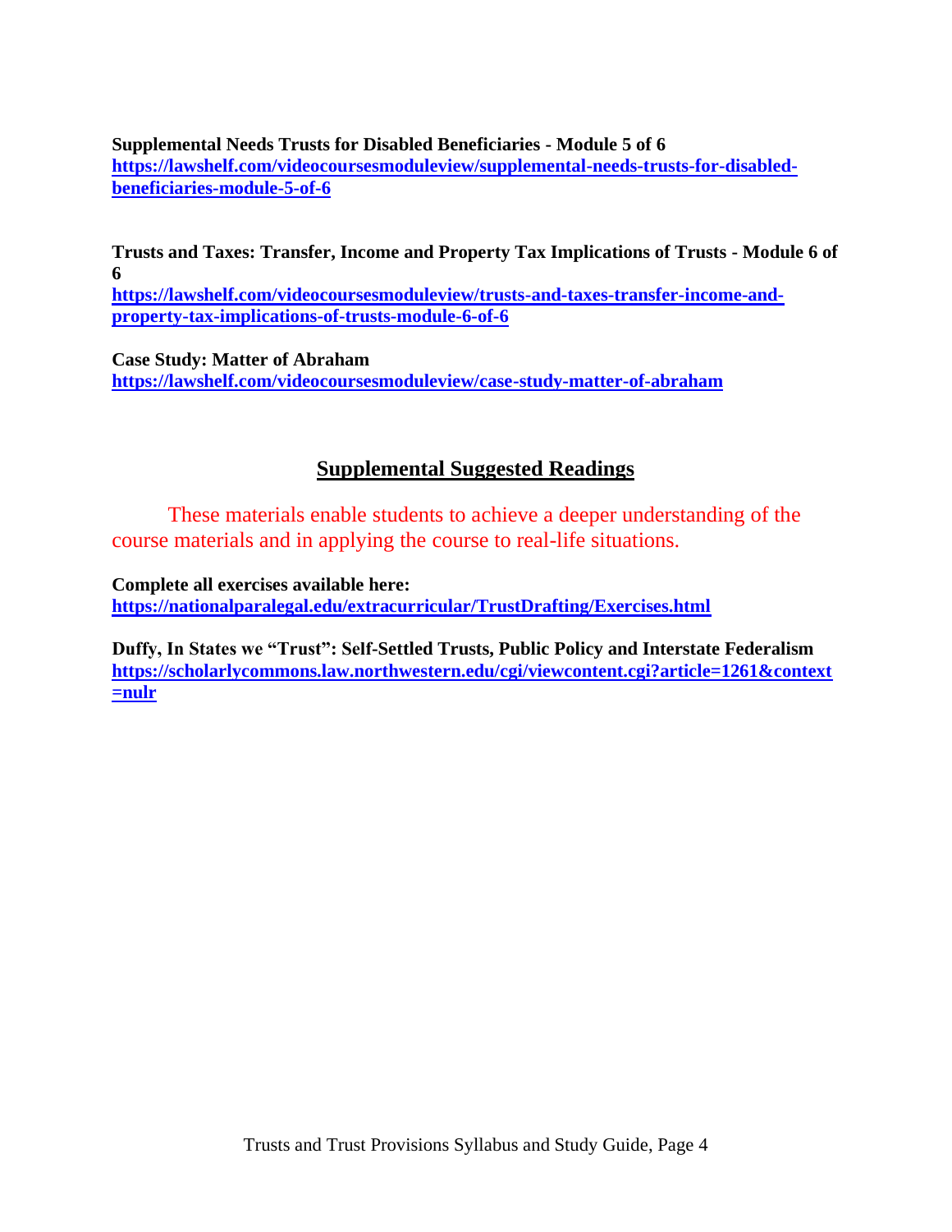**Supplemental Needs Trusts for Disabled Beneficiaries - Module 5 of 6**
https://lawshelf.com/videocoursesmoduleview/supplemental-needs-trusts-for-disabled-beneficiaries-module-5-of-6

**Trusts and Taxes: Transfer, Income and Property Tax Implications of Trusts - Module 6 of 6**
https://lawshelf.com/videocoursesmoduleview/trusts-and-taxes-transfer-income-and-property-tax-implications-of-trusts-module-6-of-6

**Case Study: Matter of Abraham**
https://lawshelf.com/videocoursesmoduleview/case-study-matter-of-abraham

## Supplemental Suggested Readings

These materials enable students to achieve a deeper understanding of the course materials and in applying the course to real-life situations.

**Complete all exercises available here:**
https://nationalparalegal.edu/extracurricular/TrustDrafting/Exercises.html

**Duffy, In States we "Trust": Self-Settled Trusts, Public Policy and Interstate Federalism**
https://scholarlycommons.law.northwestern.edu/cgi/viewcontent.cgi?article=1261&context=nulr